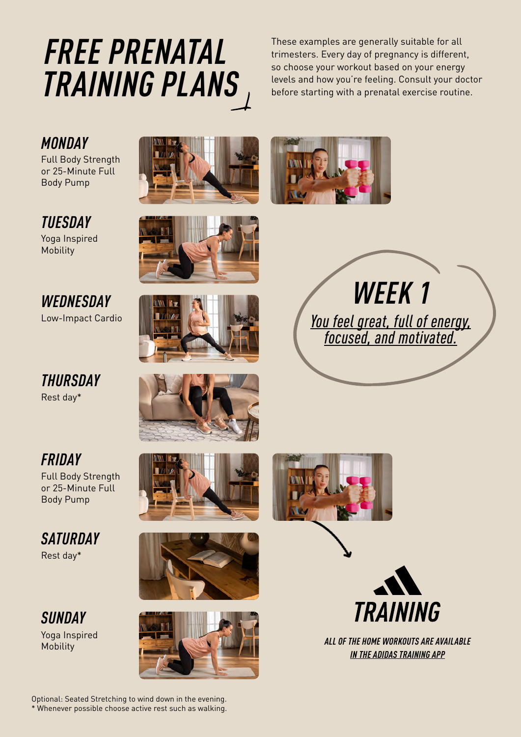# FREE PRENATAL TRAINING PLANS

These examples are generally suitable for all trimesters. Every day of pregnancy is different, so choose your workout based on your energy levels and how you're feeling. Consult your doctor before starting with a prenatal exercise routine.

## WEEK 1

*You feel great, full of energy, focused, and motivated.*

### MONDAY
Full Body Strength or 25-Minute Full Body Pump

### TUESDAY
Yoga Inspired Mobility

### WEDNESDAY
Low-Impact Cardio

### THURSDAY
Rest day*

### FRIDAY
Full Body Strength or 25-Minute Full Body Pump

### SATURDAY
Rest day*

### SUNDAY
Yoga Inspired Mobility

**TRAINING**

*ALL OF THE HOME WORKOUTS ARE AVAILABLE IN THE ADIDAS TRAINING APP*

Optional: Seated Stretching to wind down in the evening.
* Whenever possible choose active rest such as walking.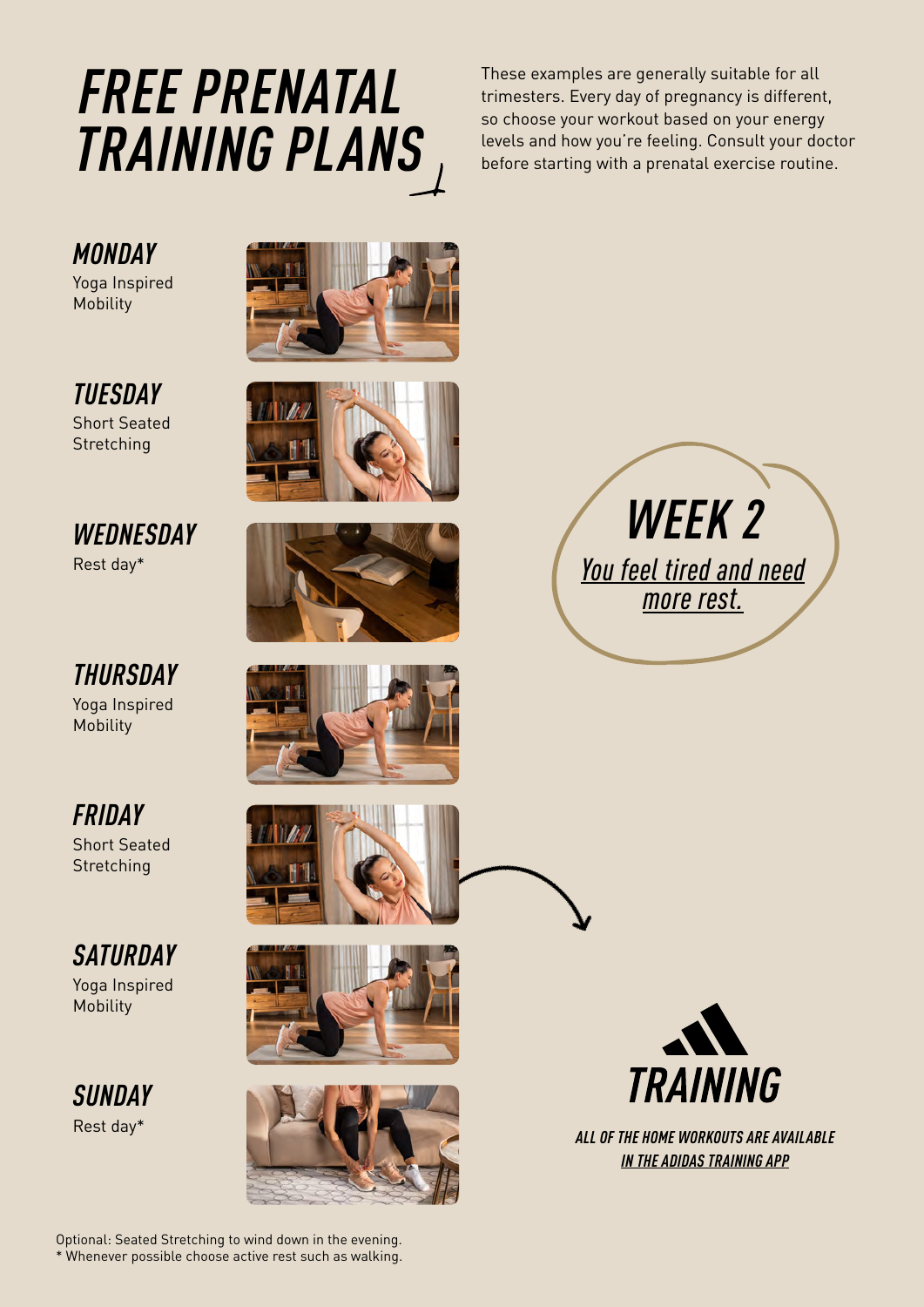# FREE PRENATAL TRAINING PLANS

These examples are generally suitable for all trimesters. Every day of pregnancy is different, so choose your workout based on your energy levels and how you're feeling. Consult your doctor before starting with a prenatal exercise routine.

## WEEK 2

*You feel tired and need more rest.*

### MONDAY
Yoga Inspired Mobility

### TUESDAY
Short Seated Stretching

### WEDNESDAY
Rest day*

### THURSDAY
Yoga Inspired Mobility

### FRIDAY
Short Seated Stretching

### SATURDAY
Yoga Inspired Mobility

### SUNDAY
Rest day*

TRAINING

ALL OF THE HOME WORKOUTS ARE AVAILABLE IN THE ADIDAS TRAINING APP

Optional: Seated Stretching to wind down in the evening.
* Whenever possible choose active rest such as walking.